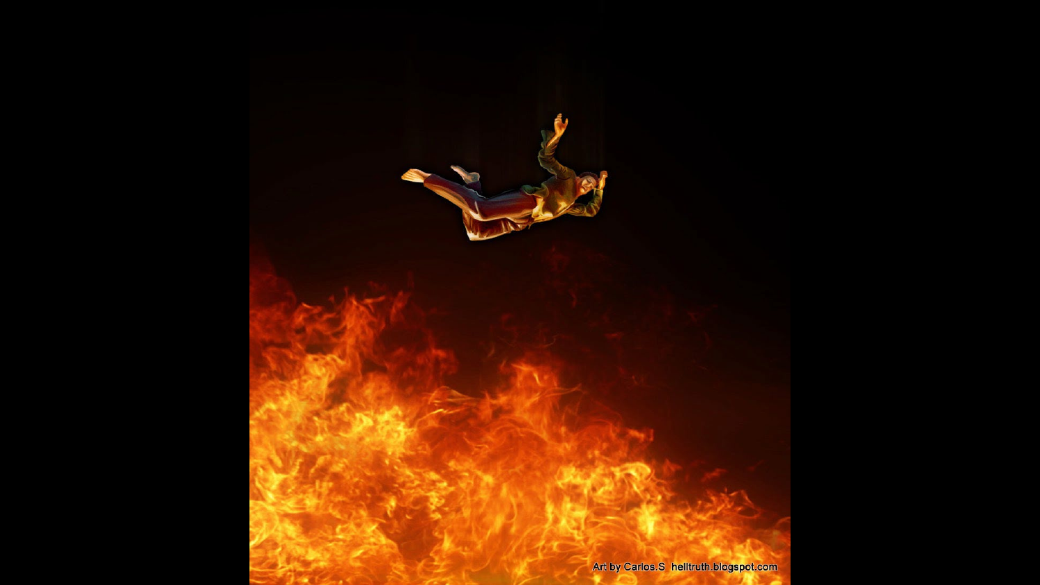Art by Carlos.S helltruth.blogspot.com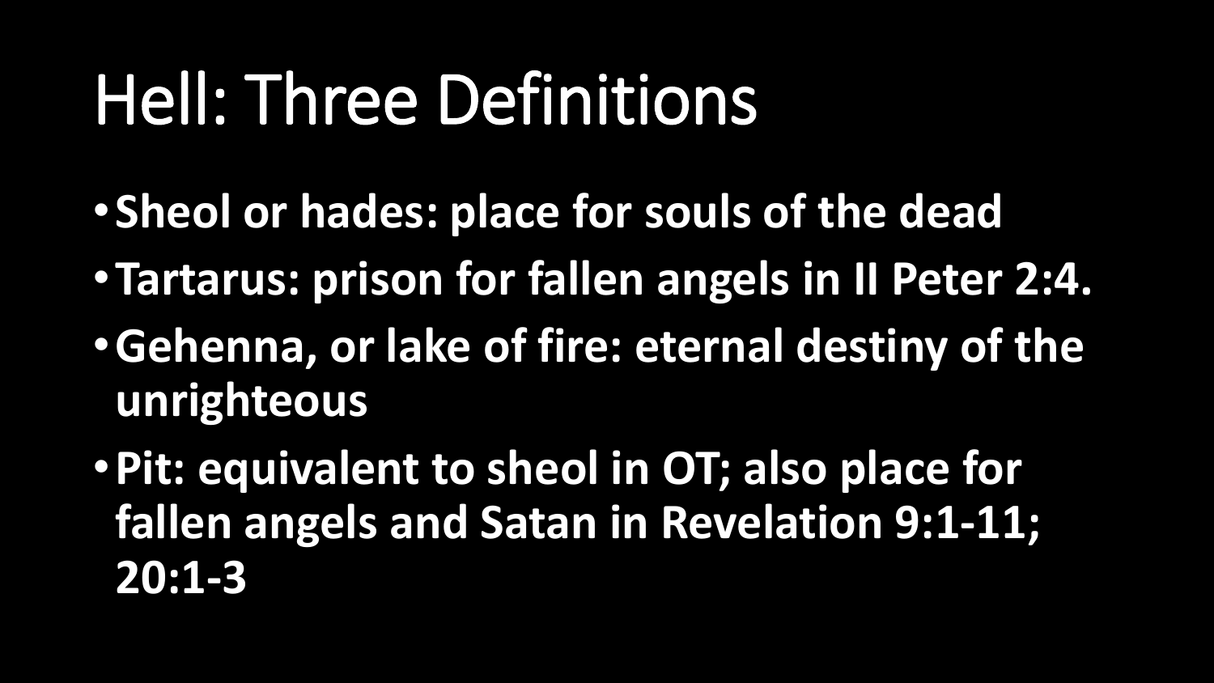# Hell: Three Definitions

- **Sheol or hades: place for souls of the dead**
- **Tartarus: prison for fallen angels in II Peter 2:4.**
- **Gehenna, or lake of fire: eternal destiny of the unrighteous**
- **Pit: equivalent to sheol in OT; also place for fallen angels and Satan in Revelation 9:1-11; 20:1-3**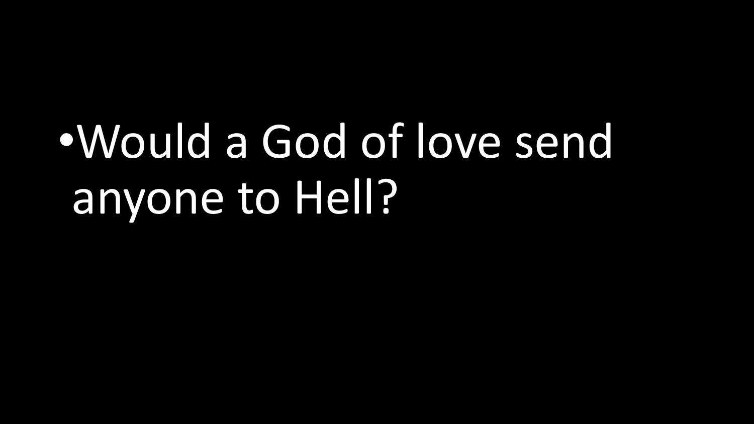- Would a God of love send anyone to Hell?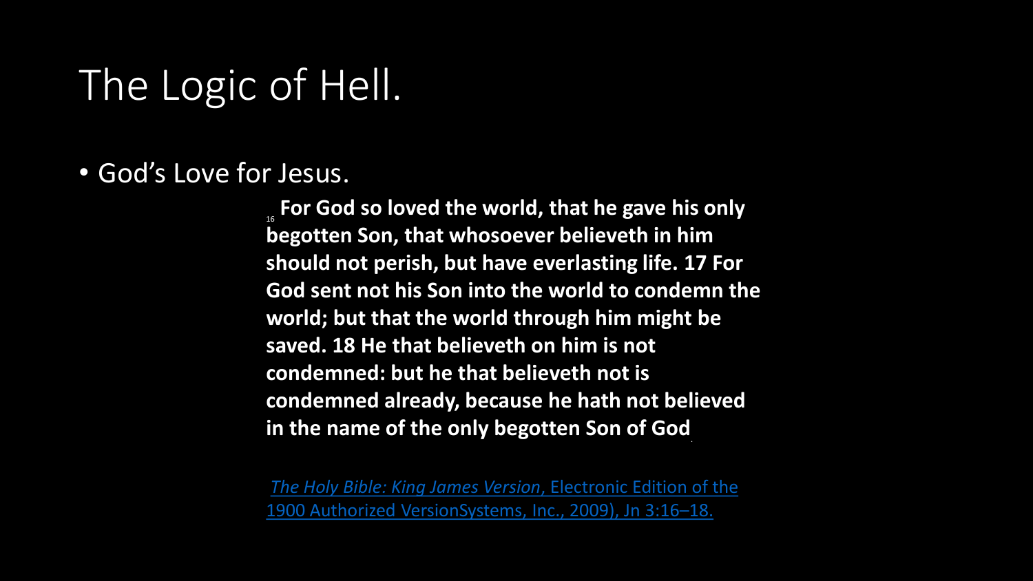# The Logic of Hell.

- God's Love for Jesus.

**[16] For God so loved the world, that he gave his only begotten Son, that whosoever believeth in him should not perish, but have everlasting life. 17 For God sent not his Son into the world to condemn the world; but that the world through him might be saved. 18 He that believeth on him is not condemned: but he that believeth not is condemned already, because he hath not believed in the name of the only begotten Son of God**

*The Holy Bible: King James Version*, Electronic Edition of the 1900 Authorized VersionSystems, Inc., 2009), Jn 3:16–18.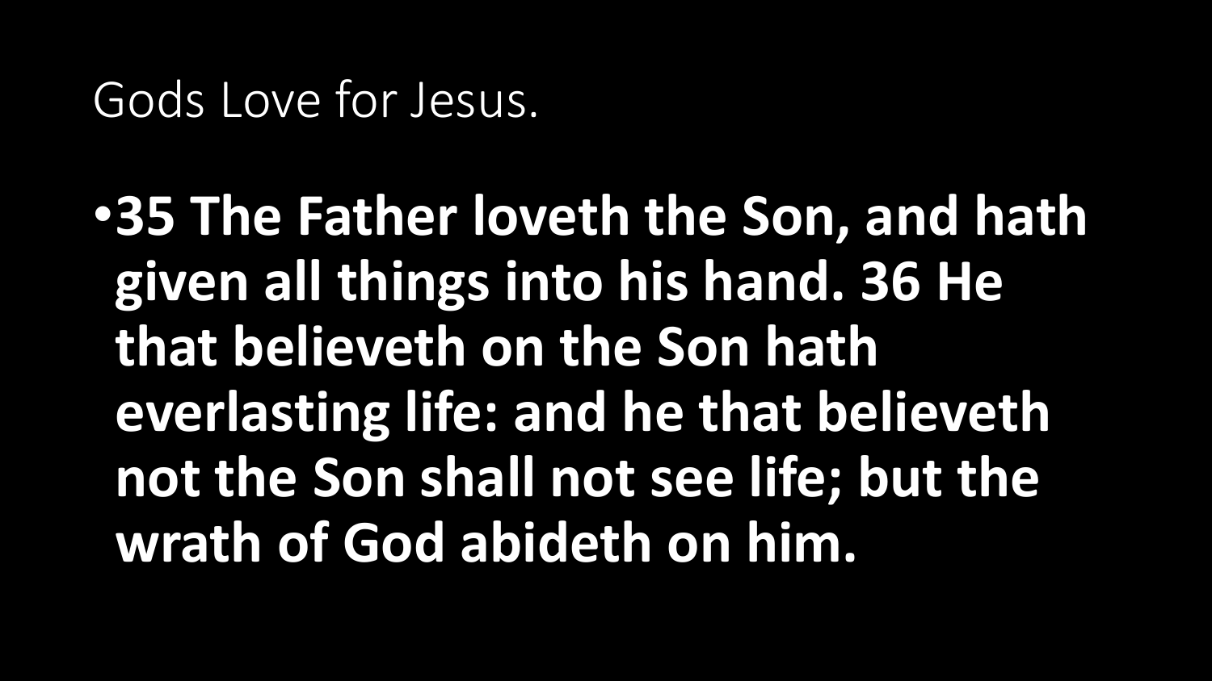# Gods Love for Jesus.

- **35 The Father loveth the Son, and hath given all things into his hand. 36 He that believeth on the Son hath everlasting life: and he that believeth not the Son shall not see life; but the wrath of God abideth on him.**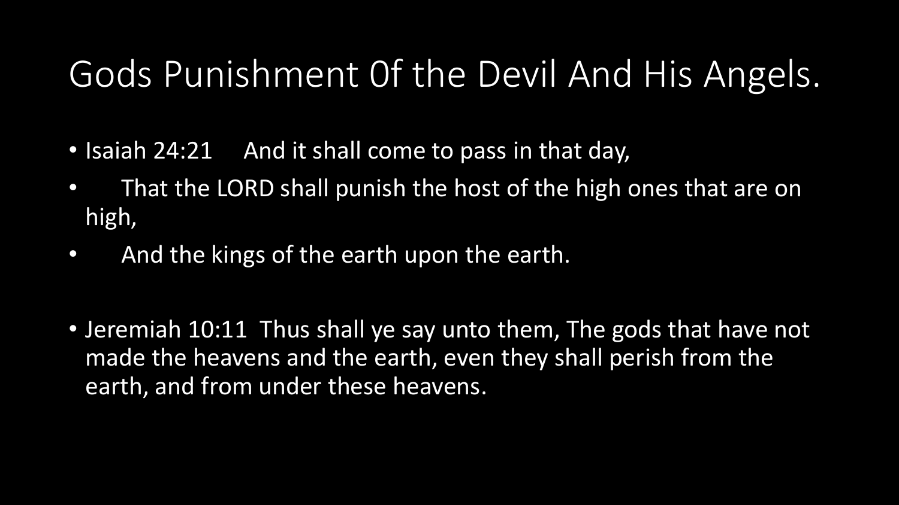# Gods Punishment 0f the Devil And His Angels.

- Isaiah 24:21 And it shall come to pass in that day,
- That the LORD shall punish the host of the high ones that are on high,
- And the kings of the earth upon the earth.

- Jeremiah 10:11 Thus shall ye say unto them, The gods that have not made the heavens and the earth, even they shall perish from the earth, and from under these heavens.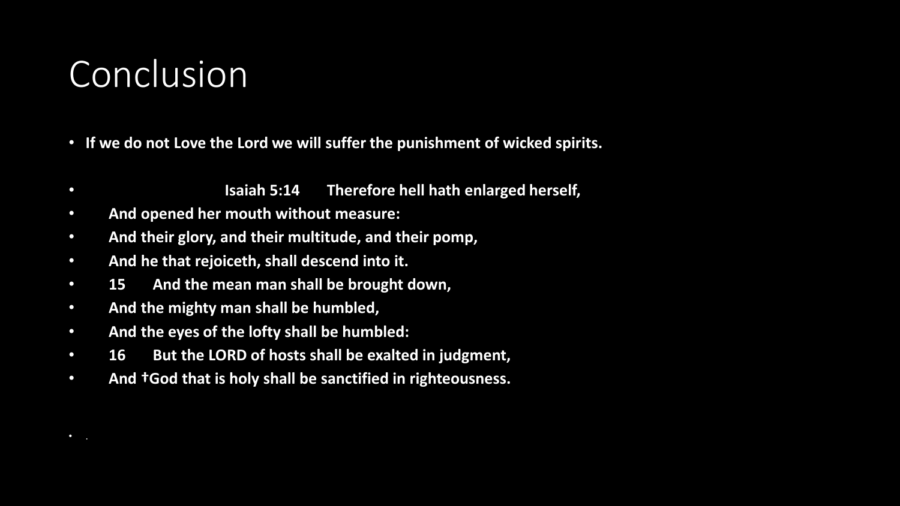# Conclusion

- **If we do not Love the Lord we will suffer the punishment of wicked spirits.**

- **Isaiah 5:14 Therefore hell hath enlarged herself,**
- **And opened her mouth without measure:**
- **And their glory, and their multitude, and their pomp,**
- **And he that rejoiceth, shall descend into it.**
- **15 And the mean man shall be brought down,**
- **And the mighty man shall be humbled,**
- **And the eyes of the lofty shall be humbled:**
- **16 But the LORD of hosts shall be exalted in judgment,**
- **And †God that is holy shall be sanctified in righteousness.**

- .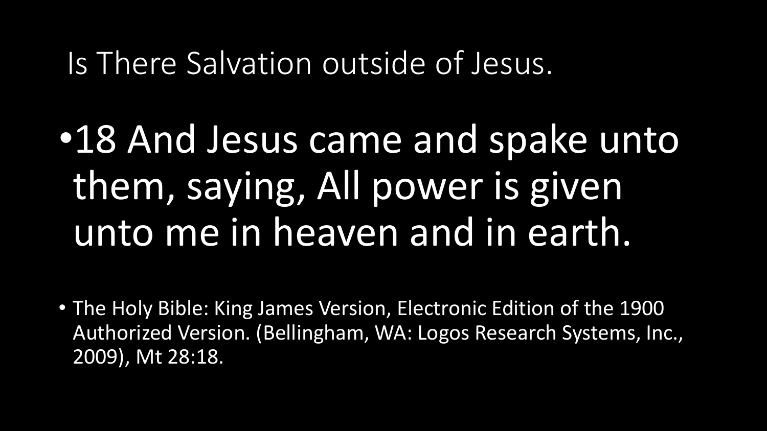# Is There Salvation outside of Jesus.

- 18 And Jesus came and spake unto them, saying, All power is given unto me in heaven and in earth.

- The Holy Bible: King James Version, Electronic Edition of the 1900 Authorized Version. (Bellingham, WA: Logos Research Systems, Inc., 2009), Mt 28:18.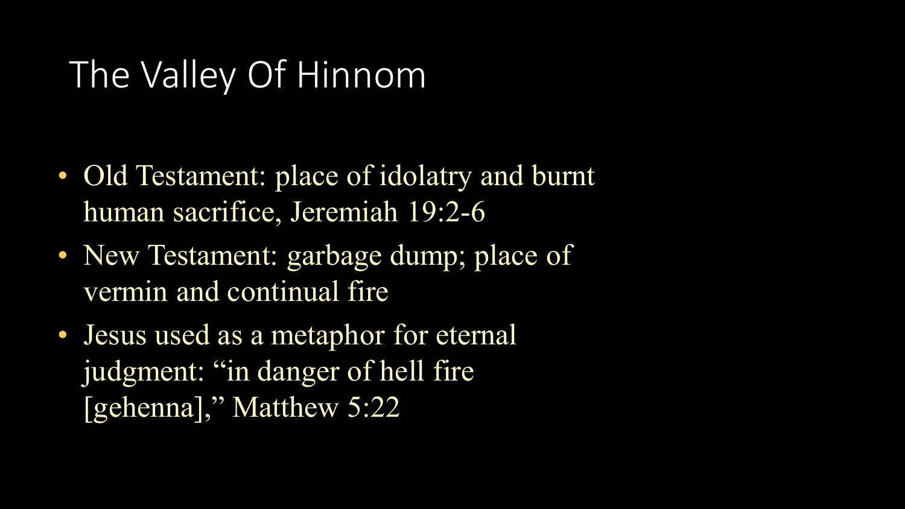# The Valley Of Hinnom

- Old Testament: place of idolatry and burnt human sacrifice, Jeremiah 19:2-6
- New Testament: garbage dump; place of vermin and continual fire
- Jesus used as a metaphor for eternal judgment: "in danger of hell fire [gehenna]," Matthew 5:22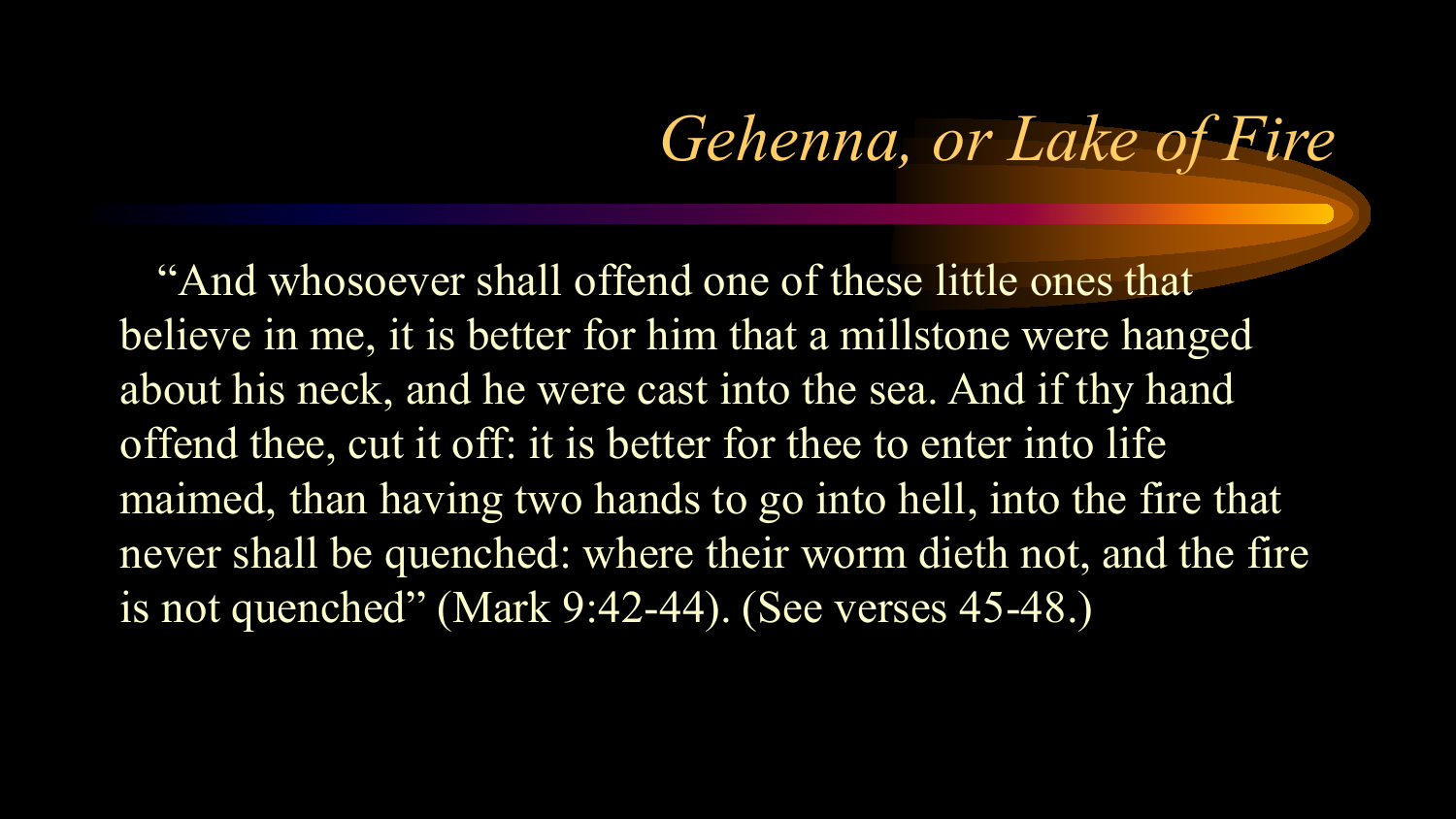# *Gehenna, or Lake of Fire*

"And whosoever shall offend one of these little ones that believe in me, it is better for him that a millstone were hanged about his neck, and he were cast into the sea. And if thy hand offend thee, cut it off: it is better for thee to enter into life maimed, than having two hands to go into hell, into the fire that never shall be quenched: where their worm dieth not, and the fire is not quenched" (Mark 9:42-44). (See verses 45-48.)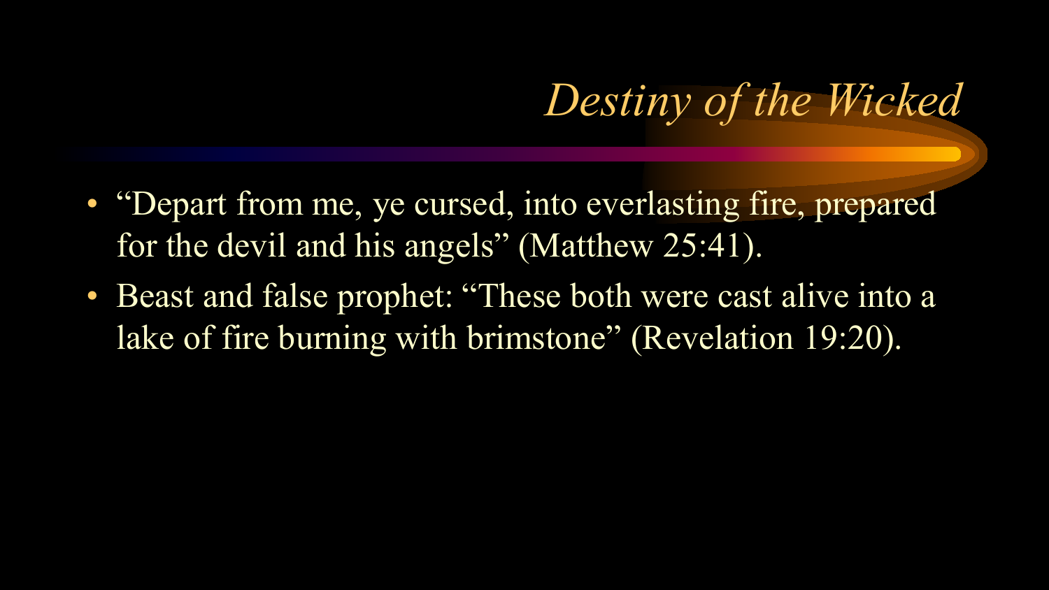# *Destiny of the Wicked*

- "Depart from me, ye cursed, into everlasting fire, prepared for the devil and his angels" (Matthew 25:41).
- Beast and false prophet: "These both were cast alive into a lake of fire burning with brimstone" (Revelation 19:20).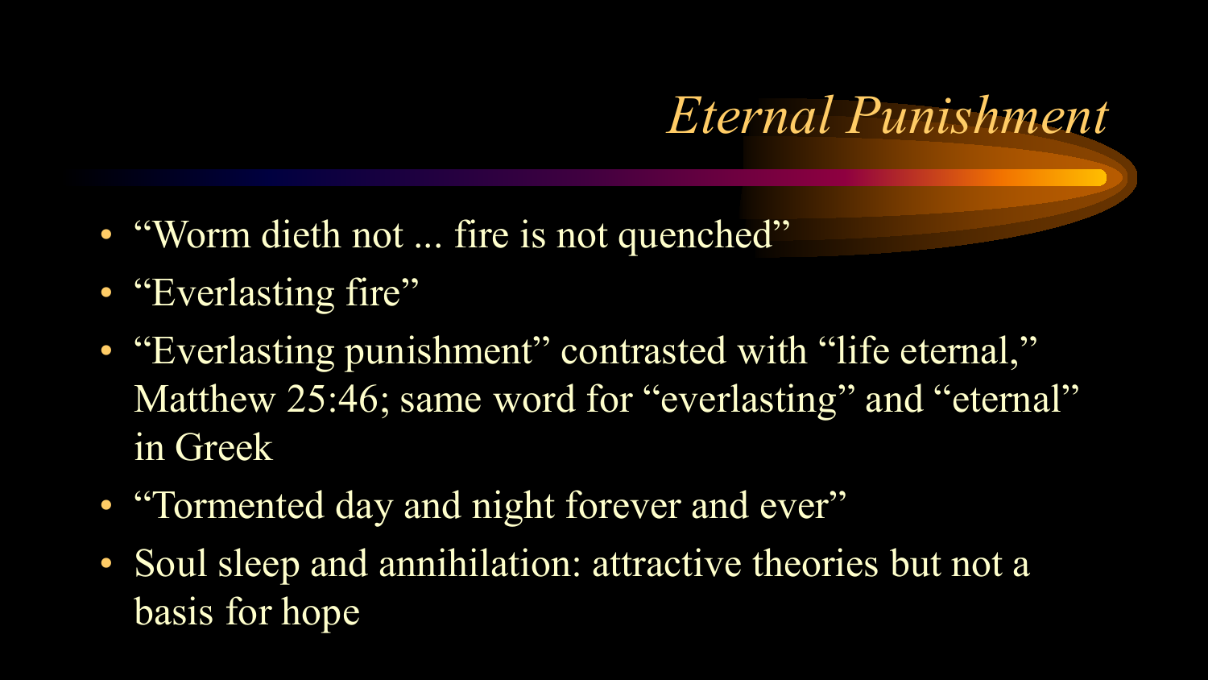# *Eternal Punishment*

- "Worm dieth not ... fire is not quenched"
- "Everlasting fire"
- "Everlasting punishment" contrasted with "life eternal," Matthew 25:46; same word for "everlasting" and "eternal" in Greek
- "Tormented day and night forever and ever"
- Soul sleep and annihilation: attractive theories but not a basis for hope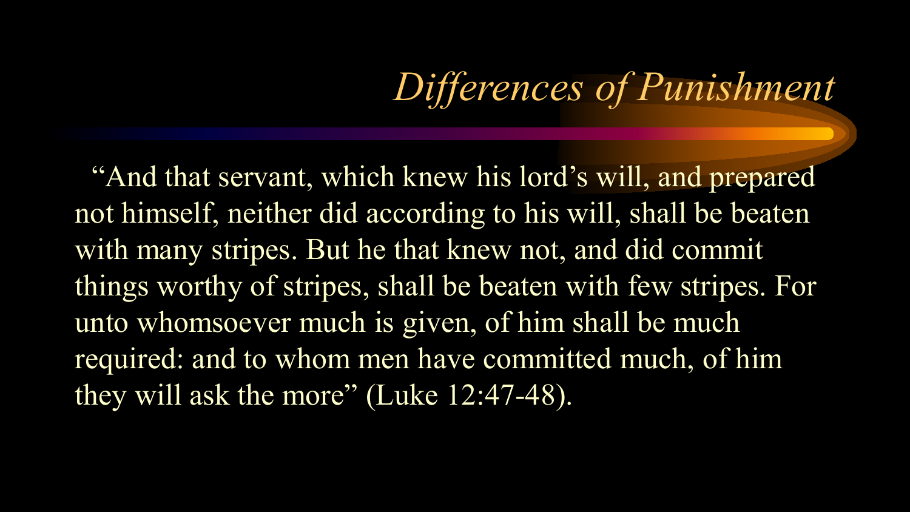# *Differences of Punishment*

"And that servant, which knew his lord's will, and prepared not himself, neither did according to his will, shall be beaten with many stripes. But he that knew not, and did commit things worthy of stripes, shall be beaten with few stripes. For unto whomsoever much is given, of him shall be much required: and to whom men have committed much, of him they will ask the more" (Luke 12:47-48).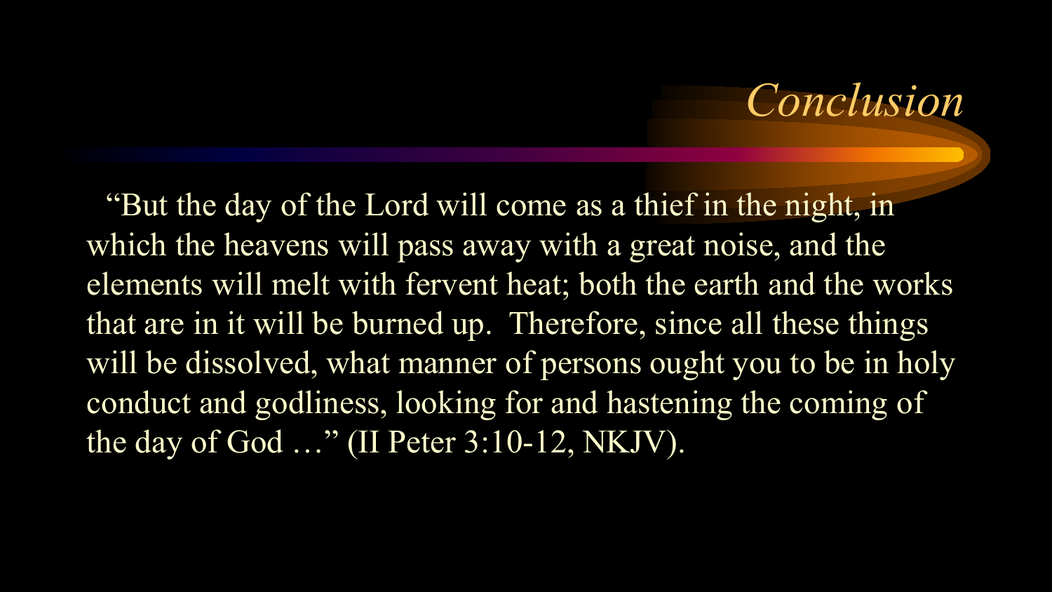# *Conclusion*

"But the day of the Lord will come as a thief in the night, in which the heavens will pass away with a great noise, and the elements will melt with fervent heat; both the earth and the works that are in it will be burned up. Therefore, since all these things will be dissolved, what manner of persons ought you to be in holy conduct and godliness, looking for and hastening the coming of the day of God …" (II Peter 3:10-12, NKJV).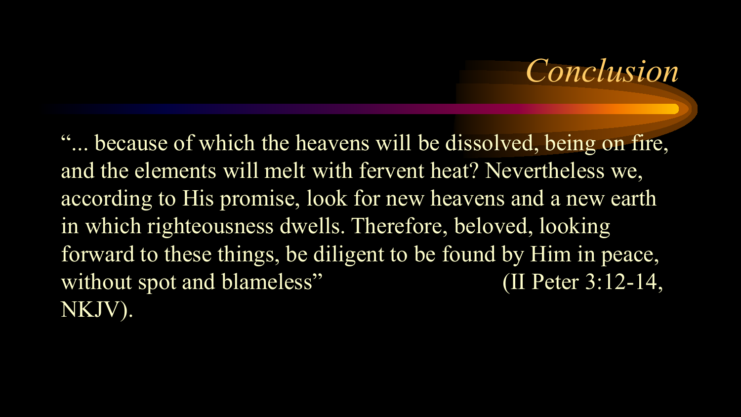# *Conclusion*

"... because of which the heavens will be dissolved, being on fire, and the elements will melt with fervent heat? Nevertheless we, according to His promise, look for new heavens and a new earth in which righteousness dwells. Therefore, beloved, looking forward to these things, be diligent to be found by Him in peace, without spot and blameless" (II Peter 3:12-14, NKJV).